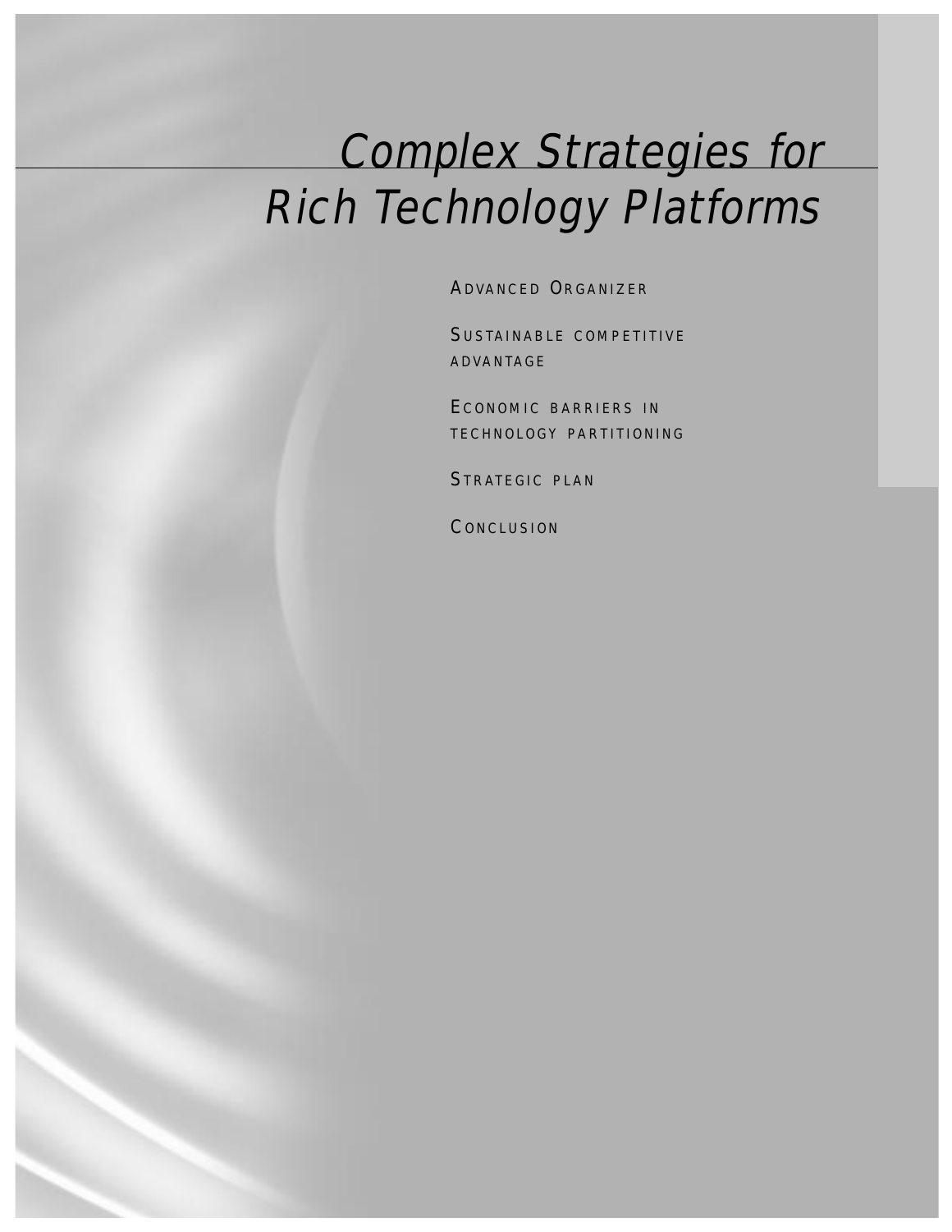# Complex Strategies for Rich Technology Platforms

Advanced Organizer

Sustainable competitive advantage

Economic barriers in technology partitioning

Strategic plan

Conclusion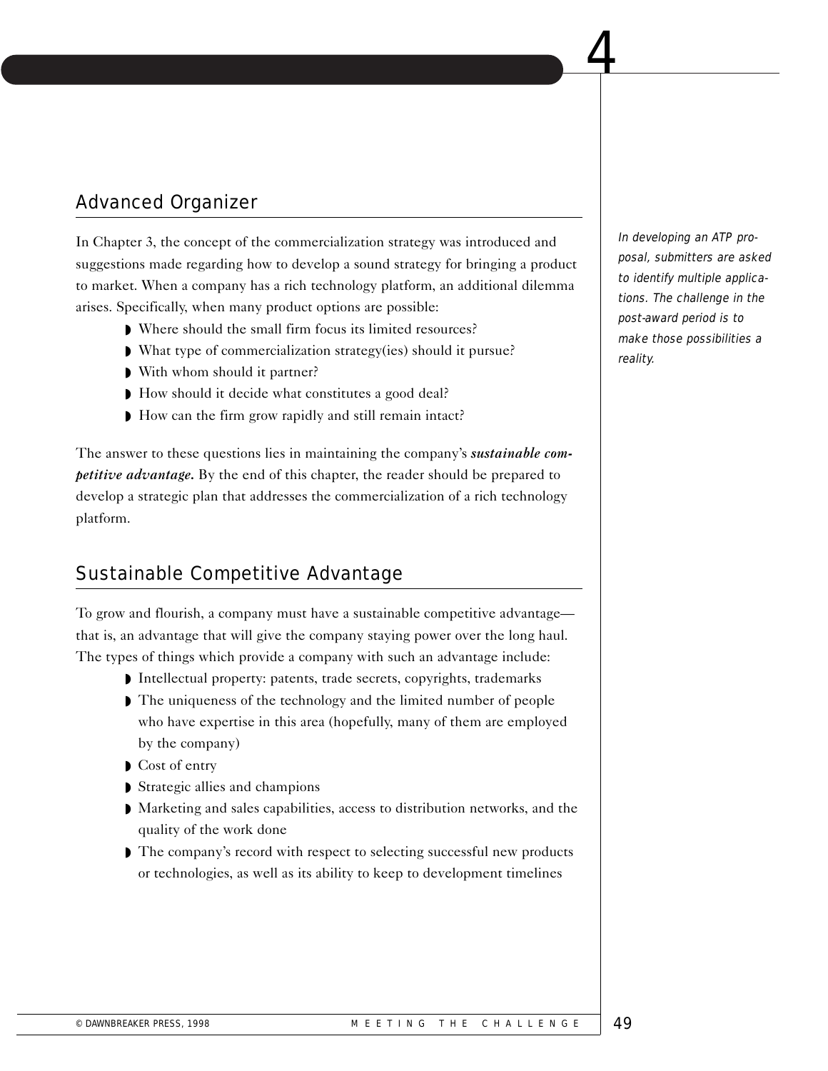# 4

## Advanced Organizer

In Chapter 3, the concept of the commercialization strategy was introduced and suggestions made regarding how to develop a sound strategy for bringing a product to market. When a company has a rich technology platform, an additional dilemma arises. Specifically, when many product options are possible:

- Where should the small firm focus its limited resources?
- What type of commercialization strategy(ies) should it pursue?
- With whom should it partner?
- How should it decide what constitutes a good deal?
- How can the firm grow rapidly and still remain intact?

The answer to these questions lies in maintaining the company's ***sustainable competitive advantage.*** By the end of this chapter, the reader should be prepared to develop a strategic plan that addresses the commercialization of a rich technology platform.

*In developing an ATP proposal, submitters are asked to identify multiple applications. The challenge in the post-award period is to make those possibilities a reality.*

## Sustainable Competitive Advantage

To grow and flourish, a company must have a sustainable competitive advantage—that is, an advantage that will give the company staying power over the long haul. The types of things which provide a company with such an advantage include:

- Intellectual property: patents, trade secrets, copyrights, trademarks
- The uniqueness of the technology and the limited number of people who have expertise in this area (hopefully, many of them are employed by the company)
- Cost of entry
- Strategic allies and champions
- Marketing and sales capabilities, access to distribution networks, and the quality of the work done
- The company's record with respect to selecting successful new products or technologies, as well as its ability to keep to development timelines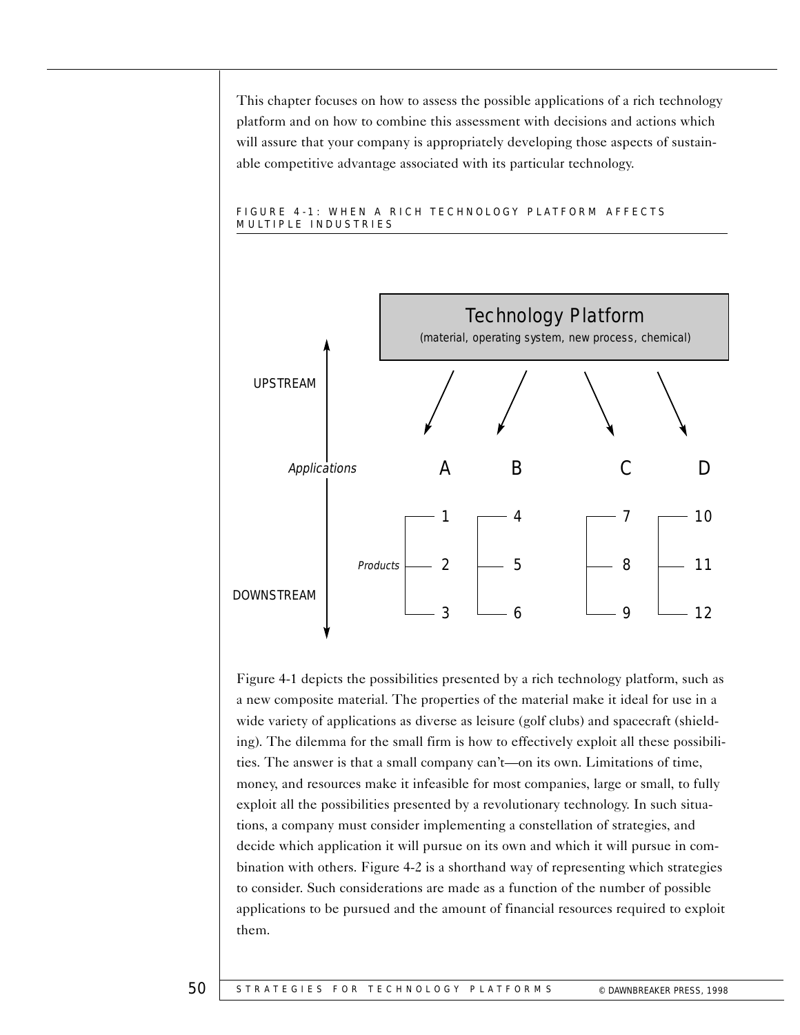This chapter focuses on how to assess the possible applications of a rich technology platform and on how to combine this assessment with decisions and actions which will assure that your company is appropriately developing those aspects of sustainable competitive advantage associated with its particular technology.

FIGURE 4-1: WHEN A RICH TECHNOLOGY PLATFORM AFFECTS MULTIPLE INDUSTRIES

Technology Platform
(material, operating system, new process, chemical)

UPSTREAM

*Applications* A B C D

*Products* 1 2 3 | 4 5 6 | 7 8 9 | 10 11 12

DOWNSTREAM

Figure 4-1 depicts the possibilities presented by a rich technology platform, such as a new composite material. The properties of the material make it ideal for use in a wide variety of applications as diverse as leisure (golf clubs) and spacecraft (shielding). The dilemma for the small firm is how to effectively exploit all these possibilities. The answer is that a small company can't—on its own. Limitations of time, money, and resources make it infeasible for most companies, large or small, to fully exploit all the possibilities presented by a revolutionary technology. In such situations, a company must consider implementing a constellation of strategies, and decide which application it will pursue on its own and which it will pursue in combination with others. Figure 4-2 is a shorthand way of representing which strategies to consider. Such considerations are made as a function of the number of possible applications to be pursued and the amount of financial resources required to exploit them.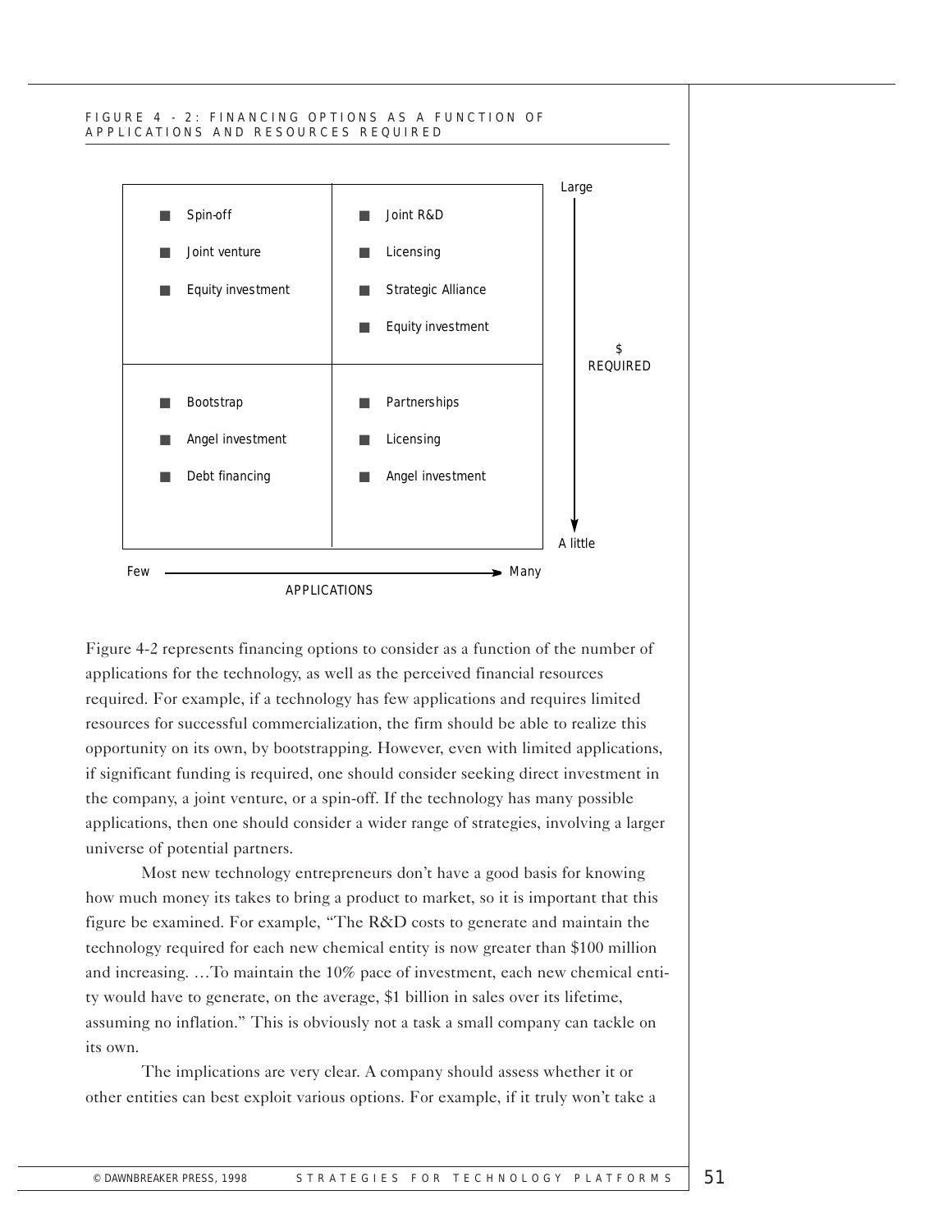FIGURE 4-2: FINANCING OPTIONS AS A FUNCTION OF APPLICATIONS AND RESOURCES REQUIRED

| $ REQUIRED ↓ / APPLICATIONS → | Few | Many |
| --- | --- | --- |
| Large | Spin-off<br>Joint venture<br>Equity investment | Joint R&D<br>Licensing<br>Strategic Alliance<br>Equity investment |
| A little | Bootstrap<br>Angel investment<br>Debt financing | Partnerships<br>Licensing<br>Angel investment |

Figure 4-2 represents financing options to consider as a function of the number of applications for the technology, as well as the perceived financial resources required. For example, if a technology has few applications and requires limited resources for successful commercialization, the firm should be able to realize this opportunity on its own, by bootstrapping. However, even with limited applications, if significant funding is required, one should consider seeking direct investment in the company, a joint venture, or a spin-off. If the technology has many possible applications, then one should consider a wider range of strategies, involving a larger universe of potential partners.

Most new technology entrepreneurs don't have a good basis for knowing how much money its takes to bring a product to market, so it is important that this figure be examined. For example, "The R&D costs to generate and maintain the technology required for each new chemical entity is now greater than $100 million and increasing. …To maintain the 10% pace of investment, each new chemical entity would have to generate, on the average, $1 billion in sales over its lifetime, assuming no inflation." This is obviously not a task a small company can tackle on its own.

The implications are very clear. A company should assess whether it or other entities can best exploit various options. For example, if it truly won't take a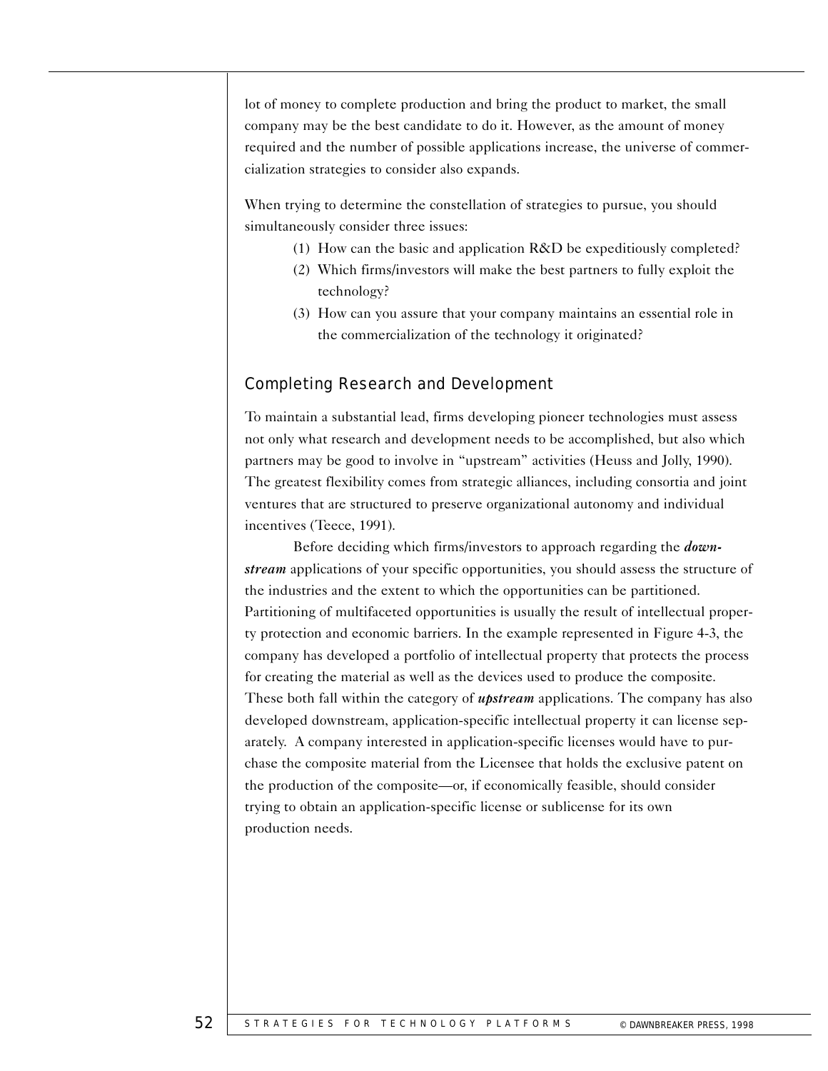lot of money to complete production and bring the product to market, the small company may be the best candidate to do it. However, as the amount of money required and the number of possible applications increase, the universe of commercialization strategies to consider also expands.

When trying to determine the constellation of strategies to pursue, you should simultaneously consider three issues:

(1) How can the basic and application R&D be expeditiously completed?
(2) Which firms/investors will make the best partners to fully exploit the technology?
(3) How can you assure that your company maintains an essential role in the commercialization of the technology it originated?

## Completing Research and Development

To maintain a substantial lead, firms developing pioneer technologies must assess not only what research and development needs to be accomplished, but also which partners may be good to involve in "upstream" activities (Heuss and Jolly, 1990). The greatest flexibility comes from strategic alliances, including consortia and joint ventures that are structured to preserve organizational autonomy and individual incentives (Teece, 1991).

Before deciding which firms/investors to approach regarding the ***downstream*** applications of your specific opportunities, you should assess the structure of the industries and the extent to which the opportunities can be partitioned. Partitioning of multifaceted opportunities is usually the result of intellectual property protection and economic barriers. In the example represented in Figure 4-3, the company has developed a portfolio of intellectual property that protects the process for creating the material as well as the devices used to produce the composite. These both fall within the category of ***upstream*** applications. The company has also developed downstream, application-specific intellectual property it can license separately. A company interested in application-specific licenses would have to purchase the composite material from the Licensee that holds the exclusive patent on the production of the composite—or, if economically feasible, should consider trying to obtain an application-specific license or sublicense for its own production needs.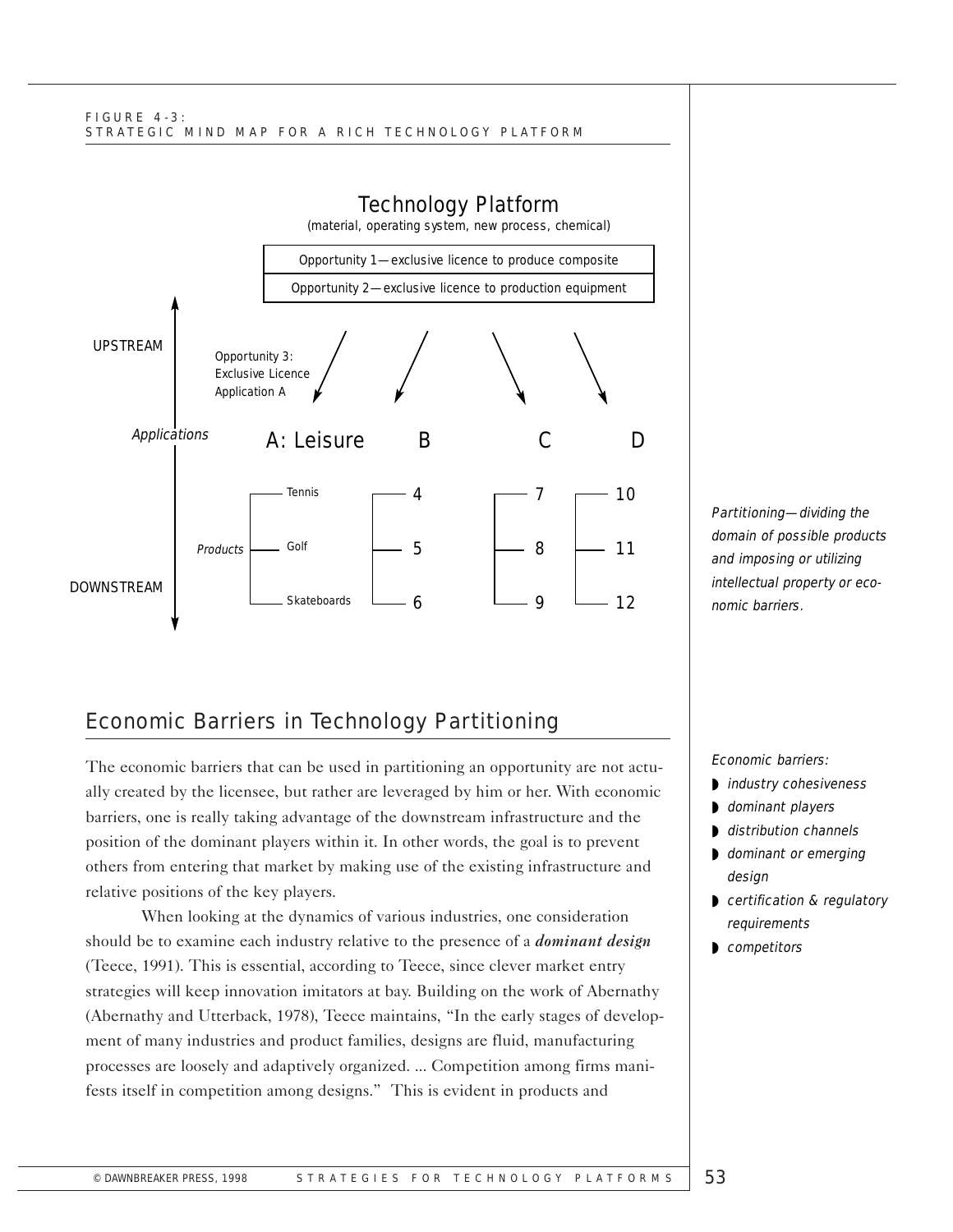FIGURE 4-3:
STRATEGIC MIND MAP FOR A RICH TECHNOLOGY PLATFORM

Technology Platform
(material, operating system, new process, chemical)

Opportunity 1—exclusive licence to produce composite
Opportunity 2—exclusive licence to production equipment

UPSTREAM

Opportunity 3: Exclusive Licence Application A

*Applications*

A: Leisure B C D

*Products*

Tennis, Golf, Skateboards | 4, 5, 6 | 7, 8, 9 | 10, 11, 12

DOWNSTREAM

*Partitioning—dividing the domain of possible products and imposing or utilizing intellectual property or economic barriers.*

## Economic Barriers in Technology Partitioning

The economic barriers that can be used in partitioning an opportunity are not actually created by the licensee, but rather are leveraged by him or her. With economic barriers, one is really taking advantage of the downstream infrastructure and the position of the dominant players within it. In other words, the goal is to prevent others from entering that market by making use of the existing infrastructure and relative positions of the key players.

When looking at the dynamics of various industries, one consideration should be to examine each industry relative to the presence of a ***dominant design*** (Teece, 1991). This is essential, according to Teece, since clever market entry strategies will keep innovation imitators at bay. Building on the work of Abernathy (Abernathy and Utterback, 1978), Teece maintains, "In the early stages of development of many industries and product families, designs are fluid, manufacturing processes are loosely and adaptively organized. ... Competition among firms manifests itself in competition among designs." This is evident in products and

*Economic barriers:*

- *industry cohesiveness*
- *dominant players*
- *distribution channels*
- *dominant or emerging design*
- *certification & regulatory requirements*
- *competitors*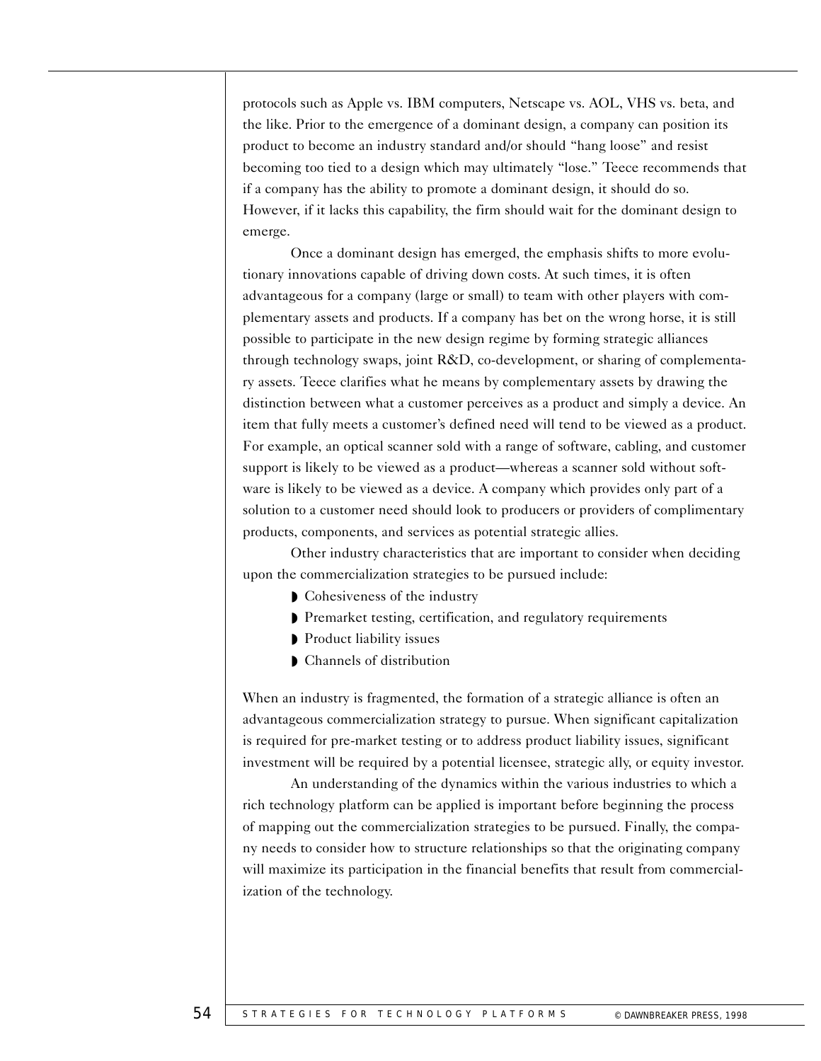protocols such as Apple vs. IBM computers, Netscape vs. AOL, VHS vs. beta, and the like. Prior to the emergence of a dominant design, a company can position its product to become an industry standard and/or should "hang loose" and resist becoming too tied to a design which may ultimately "lose." Teece recommends that if a company has the ability to promote a dominant design, it should do so. However, if it lacks this capability, the firm should wait for the dominant design to emerge.

Once a dominant design has emerged, the emphasis shifts to more evolutionary innovations capable of driving down costs. At such times, it is often advantageous for a company (large or small) to team with other players with complementary assets and products. If a company has bet on the wrong horse, it is still possible to participate in the new design regime by forming strategic alliances through technology swaps, joint R&D, co-development, or sharing of complementary assets. Teece clarifies what he means by complementary assets by drawing the distinction between what a customer perceives as a product and simply a device. An item that fully meets a customer's defined need will tend to be viewed as a product. For example, an optical scanner sold with a range of software, cabling, and customer support is likely to be viewed as a product—whereas a scanner sold without software is likely to be viewed as a device. A company which provides only part of a solution to a customer need should look to producers or providers of complimentary products, components, and services as potential strategic allies.

Other industry characteristics that are important to consider when deciding upon the commercialization strategies to be pursued include:

- Cohesiveness of the industry
- Premarket testing, certification, and regulatory requirements
- Product liability issues
- Channels of distribution

When an industry is fragmented, the formation of a strategic alliance is often an advantageous commercialization strategy to pursue. When significant capitalization is required for pre-market testing or to address product liability issues, significant investment will be required by a potential licensee, strategic ally, or equity investor.

An understanding of the dynamics within the various industries to which a rich technology platform can be applied is important before beginning the process of mapping out the commercialization strategies to be pursued. Finally, the company needs to consider how to structure relationships so that the originating company will maximize its participation in the financial benefits that result from commercialization of the technology.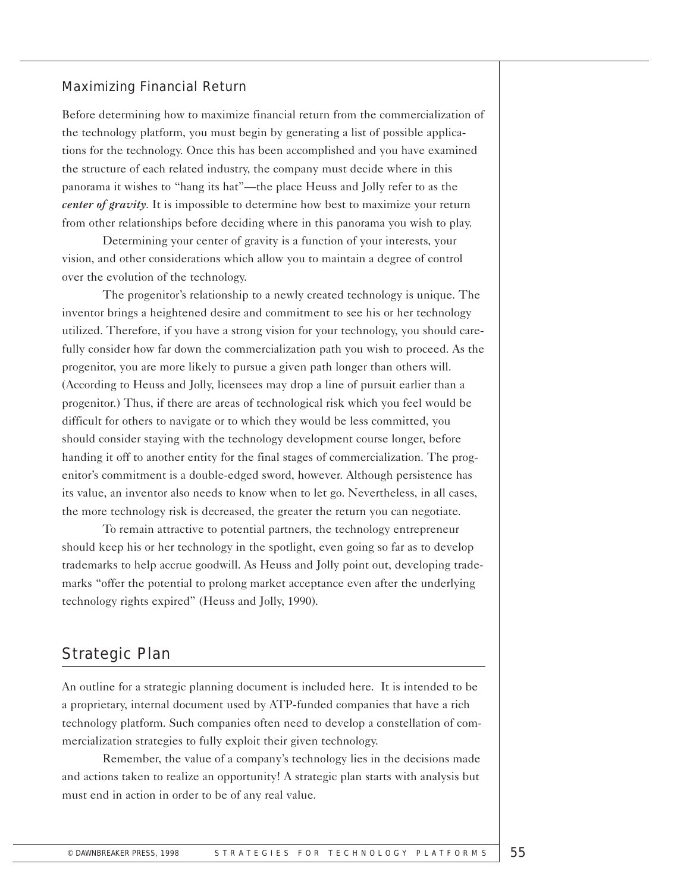### Maximizing Financial Return

Before determining how to maximize financial return from the commercialization of the technology platform, you must begin by generating a list of possible applications for the technology. Once this has been accomplished and you have examined the structure of each related industry, the company must decide where in this panorama it wishes to "hang its hat"—the place Heuss and Jolly refer to as the ***center of gravity***. It is impossible to determine how best to maximize your return from other relationships before deciding where in this panorama you wish to play.

Determining your center of gravity is a function of your interests, your vision, and other considerations which allow you to maintain a degree of control over the evolution of the technology.

The progenitor's relationship to a newly created technology is unique. The inventor brings a heightened desire and commitment to see his or her technology utilized. Therefore, if you have a strong vision for your technology, you should carefully consider how far down the commercialization path you wish to proceed. As the progenitor, you are more likely to pursue a given path longer than others will. (According to Heuss and Jolly, licensees may drop a line of pursuit earlier than a progenitor.) Thus, if there are areas of technological risk which you feel would be difficult for others to navigate or to which they would be less committed, you should consider staying with the technology development course longer, before handing it off to another entity for the final stages of commercialization. The progenitor's commitment is a double-edged sword, however. Although persistence has its value, an inventor also needs to know when to let go. Nevertheless, in all cases, the more technology risk is decreased, the greater the return you can negotiate.

To remain attractive to potential partners, the technology entrepreneur should keep his or her technology in the spotlight, even going so far as to develop trademarks to help accrue goodwill. As Heuss and Jolly point out, developing trademarks "offer the potential to prolong market acceptance even after the underlying technology rights expired" (Heuss and Jolly, 1990).

## Strategic Plan

An outline for a strategic planning document is included here. It is intended to be a proprietary, internal document used by ATP-funded companies that have a rich technology platform. Such companies often need to develop a constellation of commercialization strategies to fully exploit their given technology.

Remember, the value of a company's technology lies in the decisions made and actions taken to realize an opportunity! A strategic plan starts with analysis but must end in action in order to be of any real value.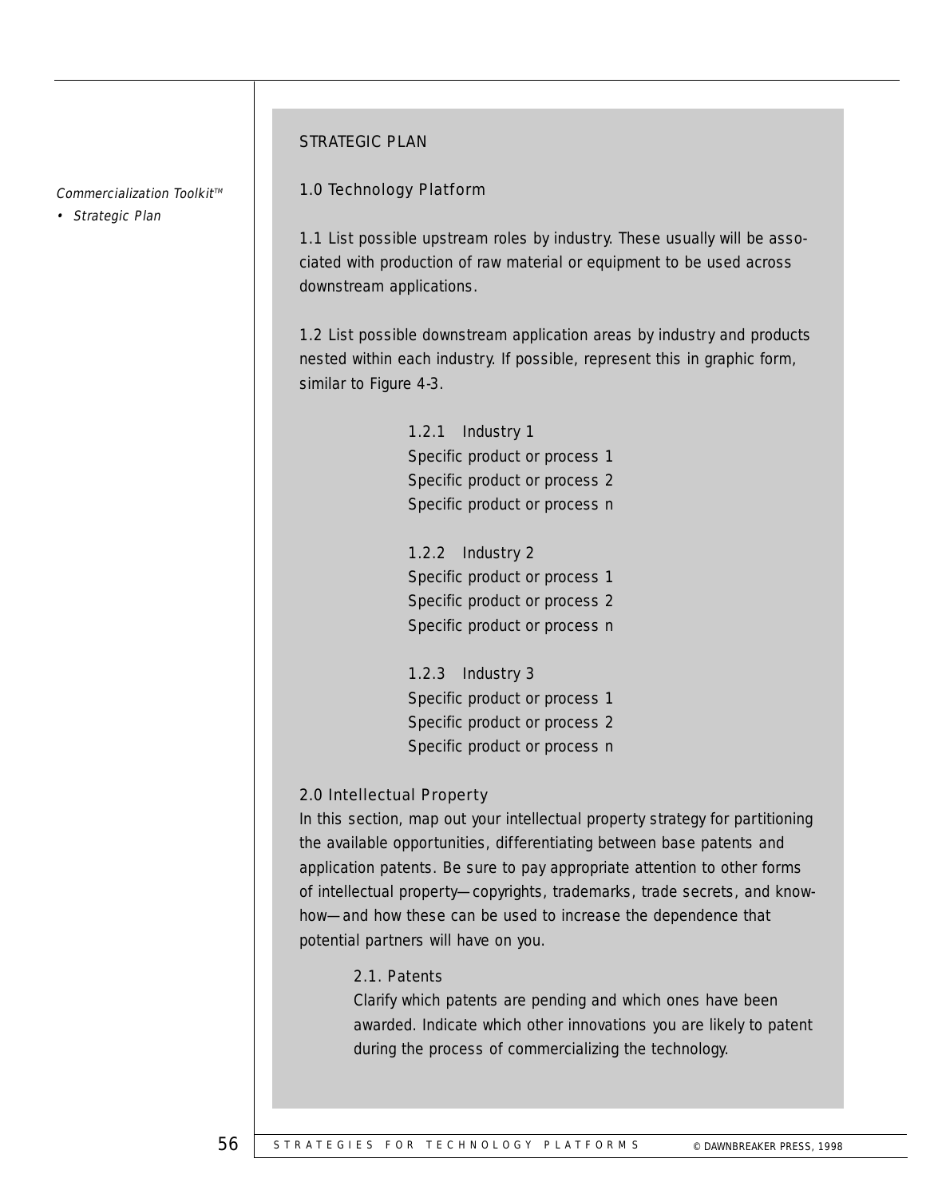*Commercialization Toolkit™*

*• Strategic Plan*

## STRATEGIC PLAN

### 1.0 Technology Platform

1.1 List possible upstream roles by industry. These usually will be associated with production of raw material or equipment to be used across downstream applications.

1.2 List possible downstream application areas by industry and products nested within each industry. If possible, represent this in graphic form, similar to Figure 4-3.

1.2.1 Industry 1
Specific product or process 1
Specific product or process 2
Specific product or process n

1.2.2 Industry 2
Specific product or process 1
Specific product or process 2
Specific product or process n

1.2.3 Industry 3
Specific product or process 1
Specific product or process 2
Specific product or process n

### 2.0 Intellectual Property

In this section, map out your intellectual property strategy for partitioning the available opportunities, differentiating between base patents and application patents. Be sure to pay appropriate attention to other forms of intellectual property—copyrights, trademarks, trade secrets, and know-how—and how these can be used to increase the dependence that potential partners will have on you.

#### 2.1. Patents

Clarify which patents are pending and which ones have been awarded. Indicate which other innovations you are likely to patent during the process of commercializing the technology.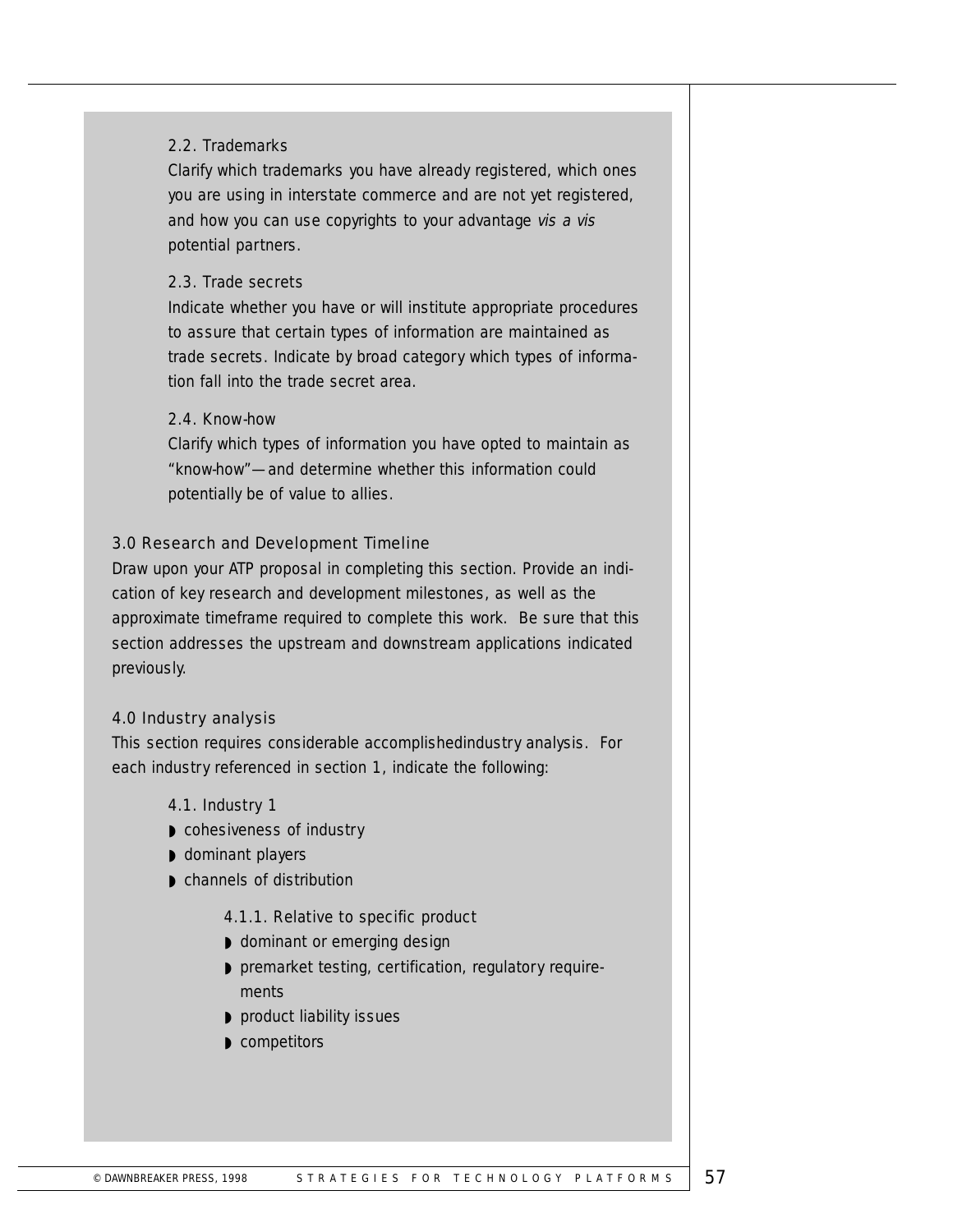#### 2.2. Trademarks

Clarify which trademarks you have already registered, which ones you are using in interstate commerce and are not yet registered, and how you can use copyrights to your advantage *vis a vis* potential partners.

#### 2.3. Trade secrets

Indicate whether you have or will institute appropriate procedures to assure that certain types of information are maintained as trade secrets. Indicate by broad category which types of information fall into the trade secret area.

#### 2.4. Know-how

Clarify which types of information you have opted to maintain as "know-how"—and determine whether this information could potentially be of value to allies.

### 3.0 Research and Development Timeline

Draw upon your ATP proposal in completing this section. Provide an indication of key research and development milestones, as well as the approximate timeframe required to complete this work. Be sure that this section addresses the upstream and downstream applications indicated previously.

### 4.0 Industry analysis

This section requires considerable accomplishedindustry analysis. For each industry referenced in section 1, indicate the following:

#### 4.1. Industry 1

- cohesiveness of industry
- dominant players
- channels of distribution

##### 4.1.1. Relative to specific product

- dominant or emerging design
- premarket testing, certification, regulatory requirements
- product liability issues
- competitors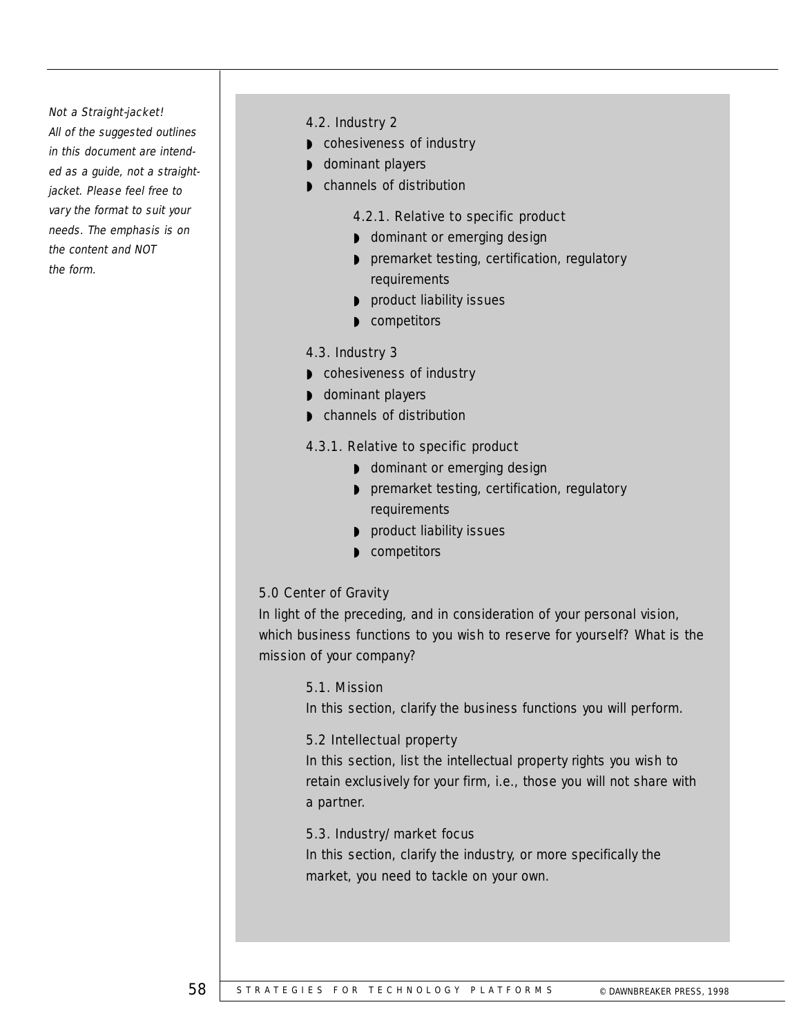*Not a Straight-jacket!*
*All of the suggested outlines in this document are intended as a guide, not a straight-jacket. Please feel free to vary the format to suit your needs. The emphasis is on the content and NOT the form.*

4.2. Industry 2

- cohesiveness of industry
- dominant players
- channels of distribution

4.2.1. Relative to specific product

- dominant or emerging design
- premarket testing, certification, regulatory requirements
- product liability issues
- competitors

4.3. Industry 3

- cohesiveness of industry
- dominant players
- channels of distribution

4.3.1. Relative to specific product

- dominant or emerging design
- premarket testing, certification, regulatory requirements
- product liability issues
- competitors

5.0 Center of Gravity

In light of the preceding, and in consideration of your personal vision, which business functions to you wish to reserve for yourself? What is the mission of your company?

5.1. Mission

In this section, clarify the business functions you will perform.

5.2 Intellectual property

In this section, list the intellectual property rights you wish to retain exclusively for your firm, i.e., those you will not share with a partner.

5.3. Industry/ market focus

In this section, clarify the industry, or more specifically the market, you need to tackle on your own.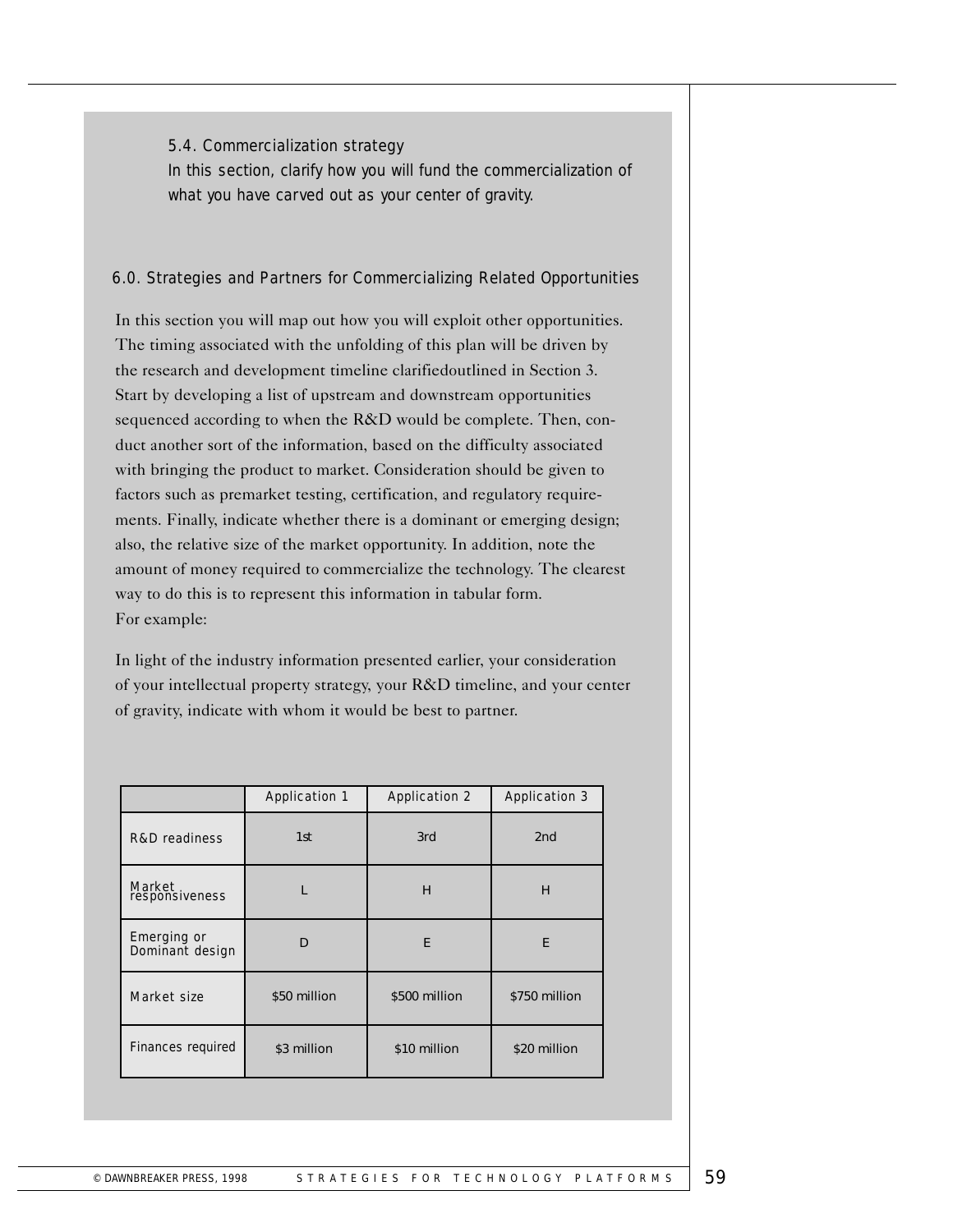### 5.4. Commercialization strategy

In this section, clarify how you will fund the commercialization of what you have carved out as your center of gravity.

## 6.0. Strategies and Partners for Commercializing Related Opportunities

In this section you will map out how you will exploit other opportunities. The timing associated with the unfolding of this plan will be driven by the research and development timeline clarifiedoutlined in Section 3. Start by developing a list of upstream and downstream opportunities sequenced according to when the R&D would be complete. Then, conduct another sort of the information, based on the difficulty associated with bringing the product to market. Consideration should be given to factors such as premarket testing, certification, and regulatory requirements. Finally, indicate whether there is a dominant or emerging design; also, the relative size of the market opportunity. In addition, note the amount of money required to commercialize the technology. The clearest way to do this is to represent this information in tabular form. For example:

In light of the industry information presented earlier, your consideration of your intellectual property strategy, your R&D timeline, and your center of gravity, indicate with whom it would be best to partner.

| | Application 1 | Application 2 | Application 3 |
|---|---|---|---|
| R&D readiness | 1st | 3rd | 2nd |
| Market responsiveness | L | H | H |
| Emerging or Dominant design | D | E | E |
| Market size | $50 million | $500 million | $750 million |
| Finances required | $3 million | $10 million | $20 million |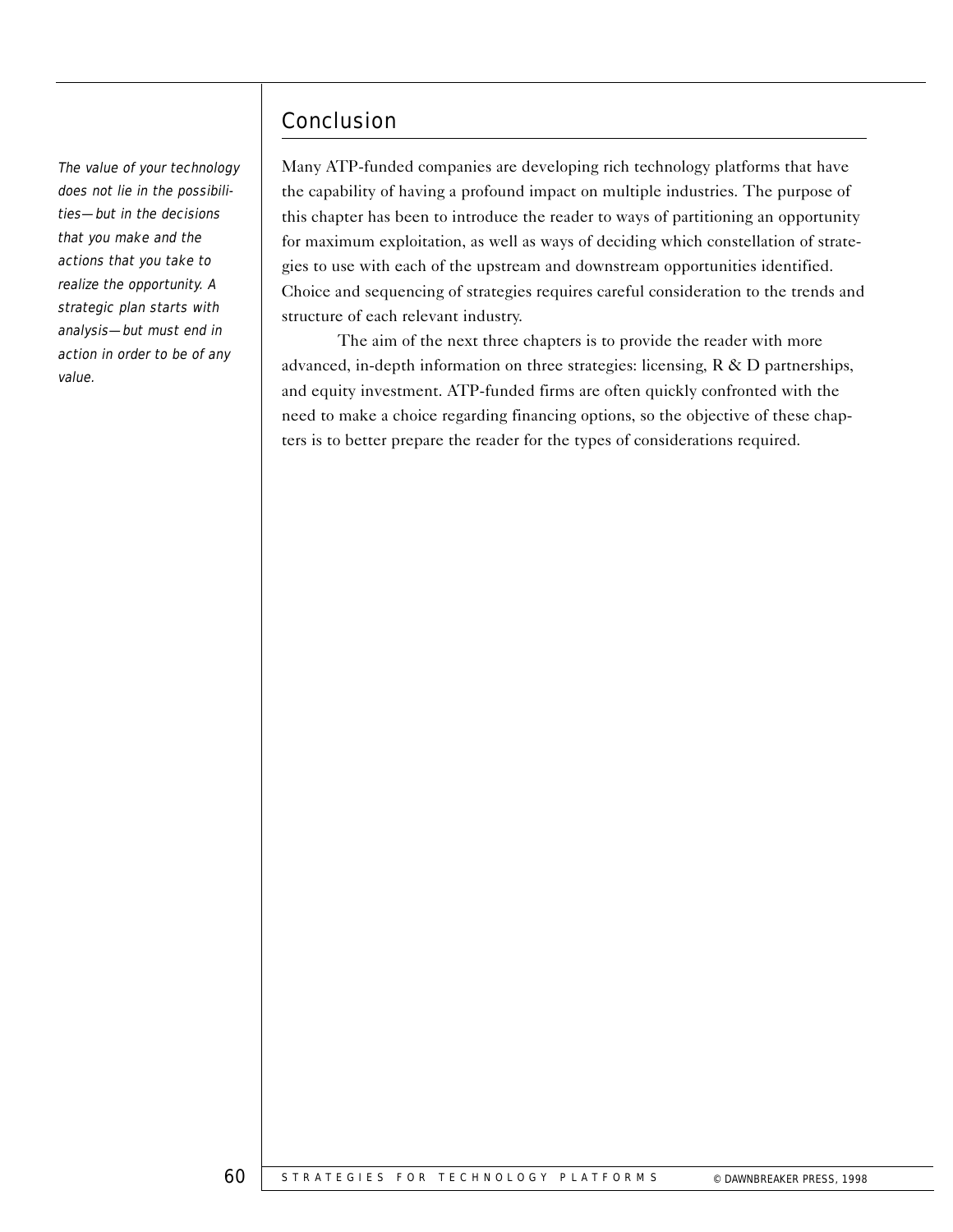## Conclusion

*The value of your technology does not lie in the possibilities—but in the decisions that you make and the actions that you take to realize the opportunity. A strategic plan starts with analysis—but must end in action in order to be of any value.*

Many ATP-funded companies are developing rich technology platforms that have the capability of having a profound impact on multiple industries. The purpose of this chapter has been to introduce the reader to ways of partitioning an opportunity for maximum exploitation, as well as ways of deciding which constellation of strategies to use with each of the upstream and downstream opportunities identified. Choice and sequencing of strategies requires careful consideration to the trends and structure of each relevant industry.

The aim of the next three chapters is to provide the reader with more advanced, in-depth information on three strategies: licensing, R & D partnerships, and equity investment. ATP-funded firms are often quickly confronted with the need to make a choice regarding financing options, so the objective of these chapters is to better prepare the reader for the types of considerations required.